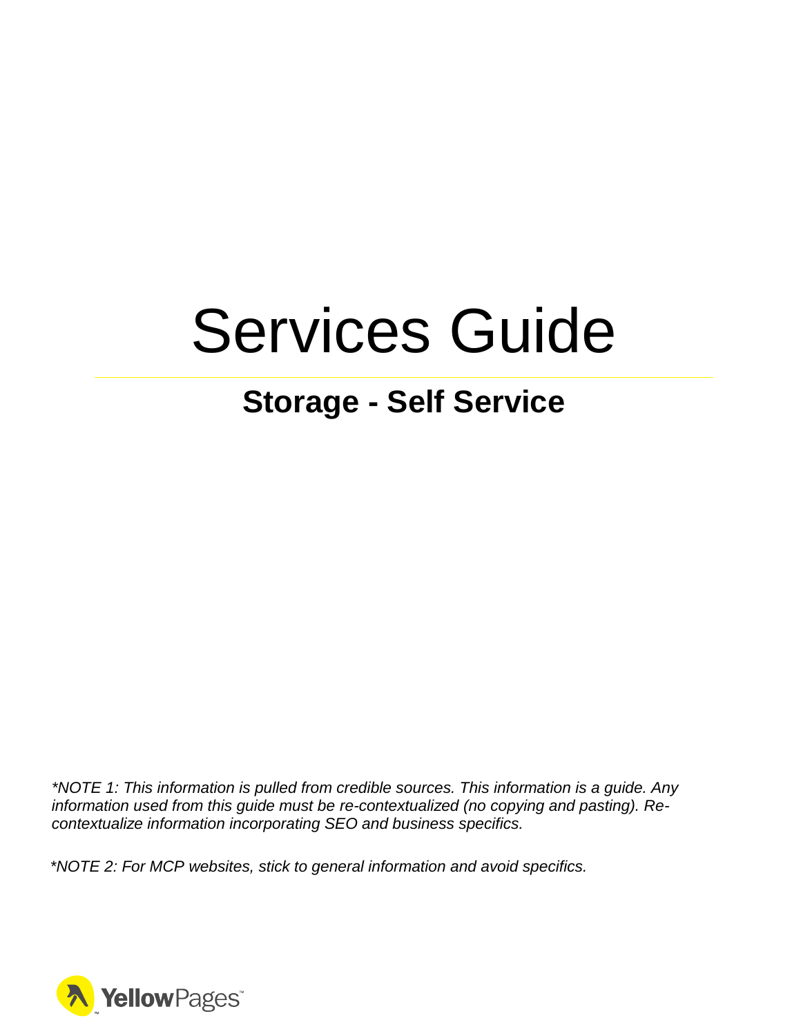# Services Guide

## Storage - Self Service

*\*NOTE 1: This information is pulled from credible sources. This information is a guide. Any information used from this guide must be re-contextualized (no copying and pasting). Re-contextualize information incorporating SEO and business specifics.*

*\*NOTE 2: For MCP websites, stick to general information and avoid specifics.*

YellowPages™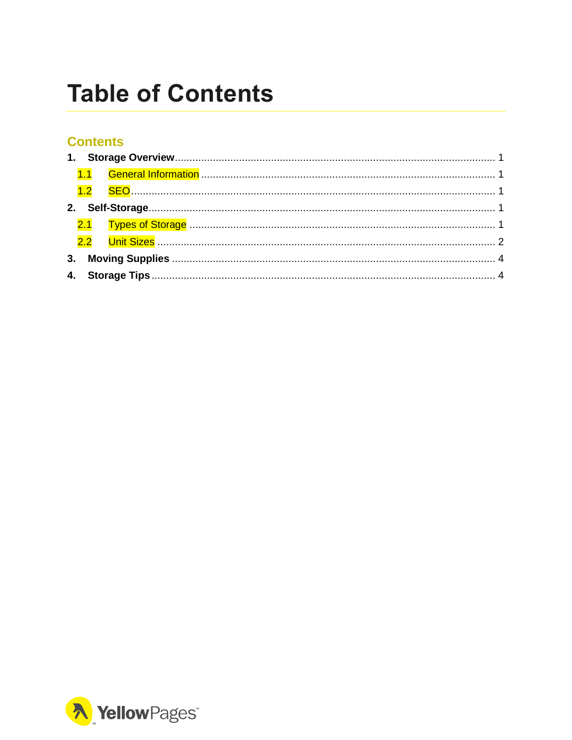# Table of Contents

## Contents

1. **Storage Overview** ........ 1
   - 1.1 General Information ........ 1
   - 1.2 SEO ........ 1
2. **Self-Storage** ........ 1
   - 2.1 Types of Storage ........ 1
   - 2.2 Unit Sizes ........ 2
3. **Moving Supplies** ........ 4
4. **Storage Tips** ........ 4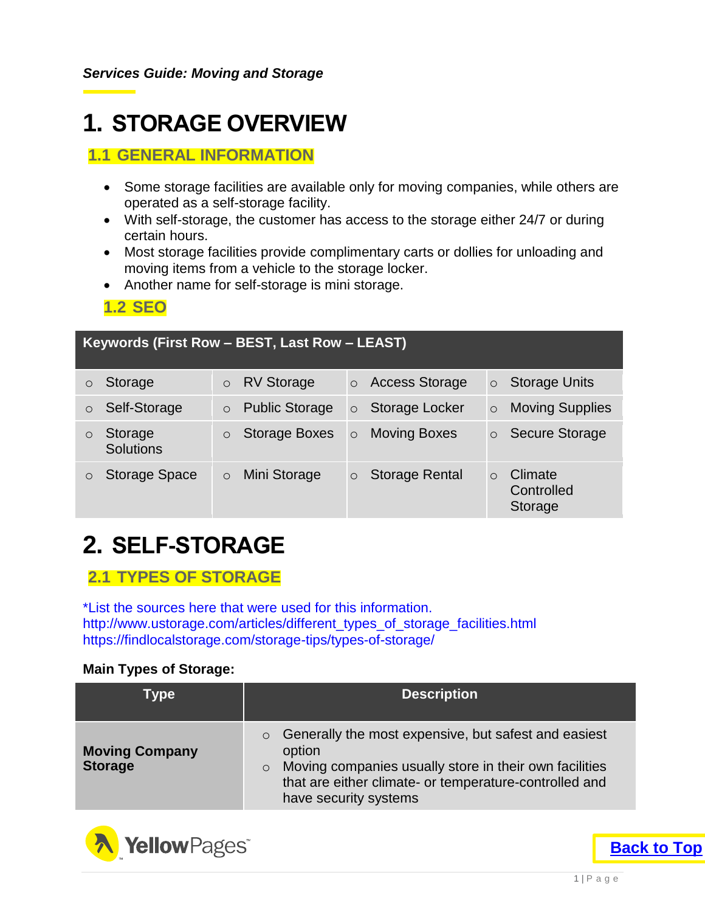*Services Guide: Moving and Storage*

# 1. STORAGE OVERVIEW

## 1.1 GENERAL INFORMATION

- Some storage facilities are available only for moving companies, while others are operated as a self-storage facility.
- With self-storage, the customer has access to the storage either 24/7 or during certain hours.
- Most storage facilities provide complimentary carts or dollies for unloading and moving items from a vehicle to the storage locker.
- Another name for self-storage is mini storage.

## 1.2 SEO

| Keywords (First Row – BEST, Last Row – LEAST) | | | |
|---|---|---|---|
| Storage | RV Storage | Access Storage | Storage Units |
| Self-Storage | Public Storage | Storage Locker | Moving Supplies |
| Storage Solutions | Storage Boxes | Moving Boxes | Secure Storage |
| Storage Space | Mini Storage | Storage Rental | Climate Controlled Storage |

# 2. SELF-STORAGE

## 2.1 TYPES OF STORAGE

*List the sources here that were used for this information.
http://www.ustorage.com/articles/different_types_of_storage_facilities.html
https://findlocalstorage.com/storage-tips/types-of-storage/

**Main Types of Storage:**

| Type | Description |
|---|---|
| **Moving Company Storage** | ○ Generally the most expensive, but safest and easiest option<br>○ Moving companies usually store in their own facilities that are either climate- or temperature-controlled and have security systems |

Back to Top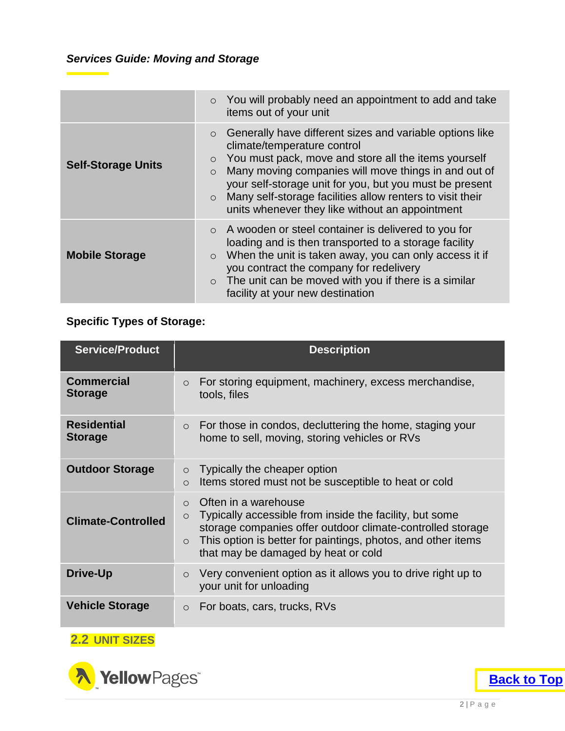| | |
|---|---|
| | ○ You will probably need an appointment to add and take items out of your unit |
| **Self-Storage Units** | ○ Generally have different sizes and variable options like climate/temperature control<br>○ You must pack, move and store all the items yourself<br>○ Many moving companies will move things in and out of your self-storage unit for you, but you must be present<br>○ Many self-storage facilities allow renters to visit their units whenever they like without an appointment |
| **Mobile Storage** | ○ A wooden or steel container is delivered to you for loading and is then transported to a storage facility<br>○ When the unit is taken away, you can only access it if you contract the company for redelivery<br>○ The unit can be moved with you if there is a similar facility at your new destination |

**Specific Types of Storage:**

| Service/Product | Description |
|---|---|
| **Commercial Storage** | ○ For storing equipment, machinery, excess merchandise, tools, files |
| **Residential Storage** | ○ For those in condos, decluttering the home, staging your home to sell, moving, storing vehicles or RVs |
| **Outdoor Storage** | ○ Typically the cheaper option<br>○ Items stored must not be susceptible to heat or cold |
| **Climate-Controlled** | ○ Often in a warehouse<br>○ Typically accessible from inside the facility, but some storage companies offer outdoor climate-controlled storage<br>○ This option is better for paintings, photos, and other items that may be damaged by heat or cold |
| **Drive-Up** | ○ Very convenient option as it allows you to drive right up to your unit for unloading |
| **Vehicle Storage** | ○ For boats, cars, trucks, RVs |

## 2.2 UNIT SIZES

Back to Top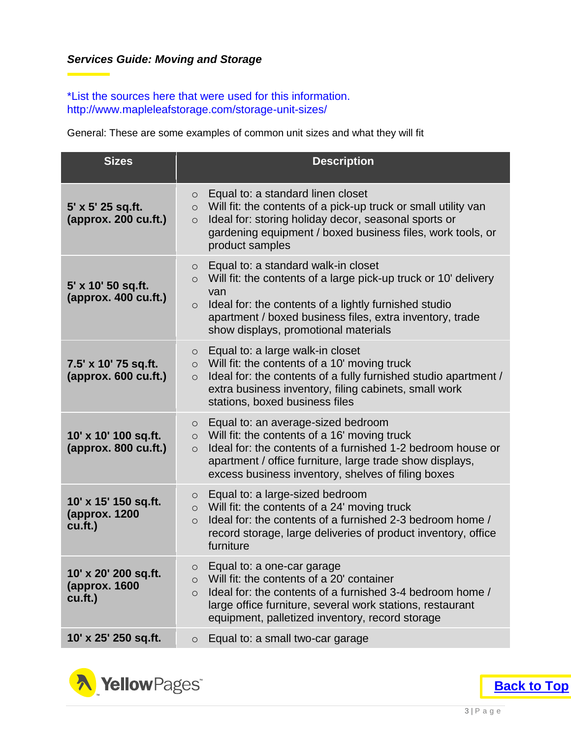***Services Guide: Moving and Storage***

*List the sources here that were used for this information.
http://www.mapleleafstorage.com/storage-unit-sizes/

General: These are some examples of common unit sizes and what they will fit

| Sizes | Description |
|---|---|
| **5' x 5' 25 sq.ft. (approx. 200 cu.ft.)** | ○ Equal to: a standard linen closet<br>○ Will fit: the contents of a pick-up truck or small utility van<br>○ Ideal for: storing holiday decor, seasonal sports or gardening equipment / boxed business files, work tools, or product samples |
| **5' x 10' 50 sq.ft. (approx. 400 cu.ft.)** | ○ Equal to: a standard walk-in closet<br>○ Will fit: the contents of a large pick-up truck or 10' delivery van<br>○ Ideal for: the contents of a lightly furnished studio apartment / boxed business files, extra inventory, trade show displays, promotional materials |
| **7.5' x 10' 75 sq.ft. (approx. 600 cu.ft.)** | ○ Equal to: a large walk-in closet<br>○ Will fit: the contents of a 10' moving truck<br>○ Ideal for: the contents of a fully furnished studio apartment / extra business inventory, filing cabinets, small work stations, boxed business files |
| **10' x 10' 100 sq.ft. (approx. 800 cu.ft.)** | ○ Equal to: an average-sized bedroom<br>○ Will fit: the contents of a 16' moving truck<br>○ Ideal for: the contents of a furnished 1-2 bedroom house or apartment / office furniture, large trade show displays, excess business inventory, shelves of filing boxes |
| **10' x 15' 150 sq.ft. (approx. 1200 cu.ft.)** | ○ Equal to: a large-sized bedroom<br>○ Will fit: the contents of a 24' moving truck<br>○ Ideal for: the contents of a furnished 2-3 bedroom home / record storage, large deliveries of product inventory, office furniture |
| **10' x 20' 200 sq.ft. (approx. 1600 cu.ft.)** | ○ Equal to: a one-car garage<br>○ Will fit: the contents of a 20' container<br>○ Ideal for: the contents of a furnished 3-4 bedroom home / large office furniture, several work stations, restaurant equipment, palletized inventory, record storage |
| **10' x 25' 250 sq.ft.** | ○ Equal to: a small two-car garage |

YellowPages™

**Back to Top**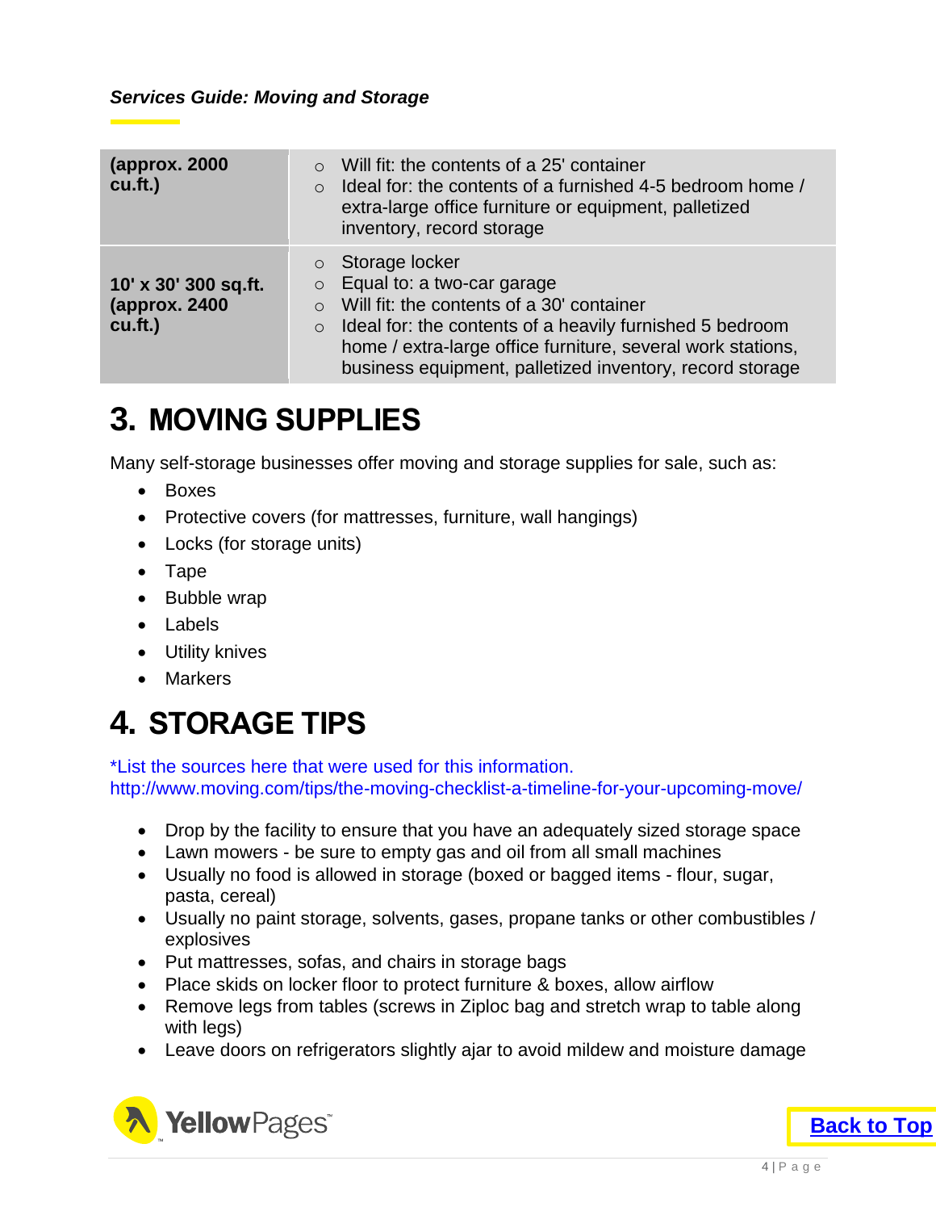| | |
|---|---|
| **(approx. 2000 cu.ft.)** | ○ Will fit: the contents of a 25' container<br>○ Ideal for: the contents of a furnished 4-5 bedroom home / extra-large office furniture or equipment, palletized inventory, record storage |
| **10' x 30' 300 sq.ft. (approx. 2400 cu.ft.)** | ○ Storage locker<br>○ Equal to: a two-car garage<br>○ Will fit: the contents of a 30' container<br>○ Ideal for: the contents of a heavily furnished 5 bedroom home / extra-large office furniture, several work stations, business equipment, palletized inventory, record storage |

# 3. MOVING SUPPLIES

Many self-storage businesses offer moving and storage supplies for sale, such as:

- Boxes
- Protective covers (for mattresses, furniture, wall hangings)
- Locks (for storage units)
- Tape
- Bubble wrap
- Labels
- Utility knives
- Markers

# 4. STORAGE TIPS

*List the sources here that were used for this information.
http://www.moving.com/tips/the-moving-checklist-a-timeline-for-your-upcoming-move/

- Drop by the facility to ensure that you have an adequately sized storage space
- Lawn mowers - be sure to empty gas and oil from all small machines
- Usually no food is allowed in storage (boxed or bagged items - flour, sugar, pasta, cereal)
- Usually no paint storage, solvents, gases, propane tanks or other combustibles / explosives
- Put mattresses, sofas, and chairs in storage bags
- Place skids on locker floor to protect furniture & boxes, allow airflow
- Remove legs from tables (screws in Ziploc bag and stretch wrap to table along with legs)
- Leave doors on refrigerators slightly ajar to avoid mildew and moisture damage

Back to Top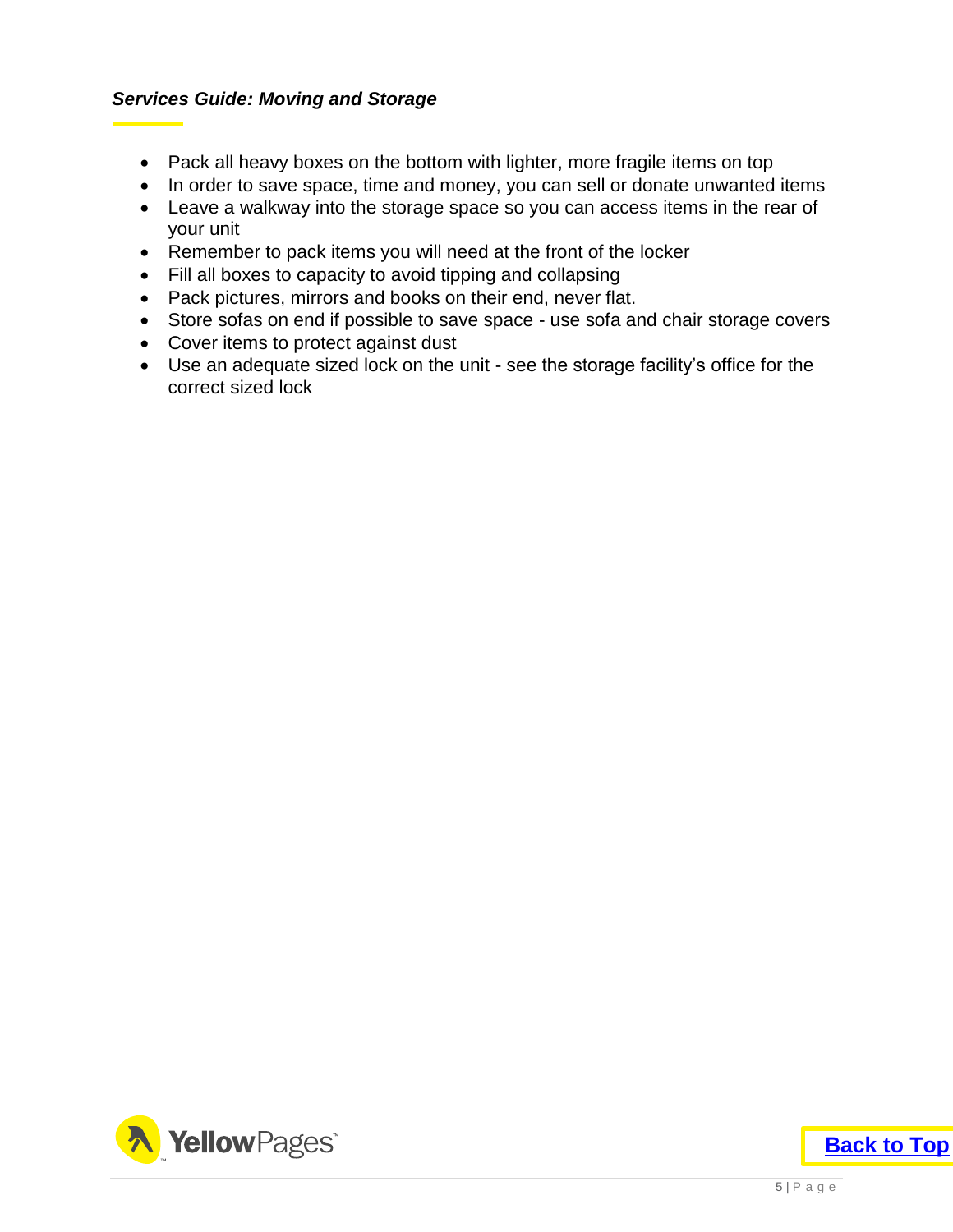- Pack all heavy boxes on the bottom with lighter, more fragile items on top
- In order to save space, time and money, you can sell or donate unwanted items
- Leave a walkway into the storage space so you can access items in the rear of your unit
- Remember to pack items you will need at the front of the locker
- Fill all boxes to capacity to avoid tipping and collapsing
- Pack pictures, mirrors and books on their end, never flat.
- Store sofas on end if possible to save space - use sofa and chair storage covers
- Cover items to protect against dust
- Use an adequate sized lock on the unit - see the storage facility's office for the correct sized lock

**Back to Top**